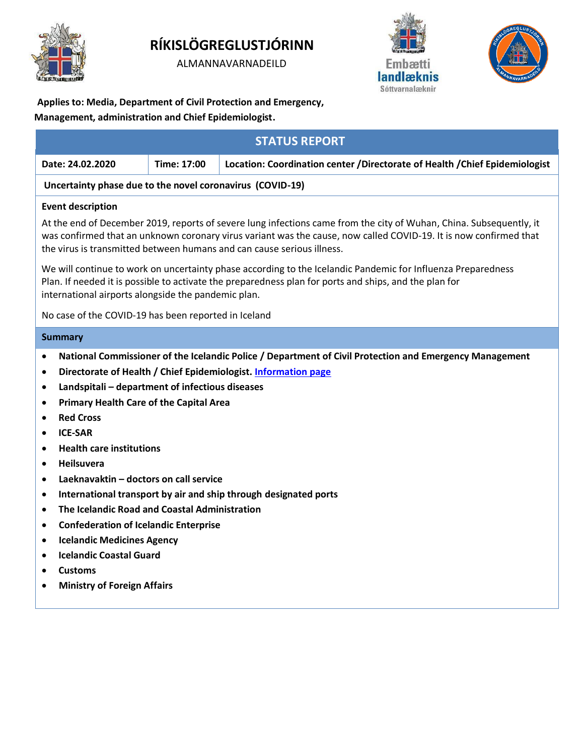# RÍKISLÖGREGLUSTJÓRINN

ALMANNAVARNADEILD

Embætti landlæknis
Sóttvarnalæknir

**Applies to: Media, Department of Civil Protection and Emergency, Management, administration and Chief Epidemiologist.**

## STATUS REPORT

| Date: 24.02.2020 | Time: 17:00 | Location: Coordination center /Directorate of Health /Chief Epidemiologist |
|---|---|---|

**Uncertainty phase due to the novel coronavirus (COVID-19)**

### Event description

At the end of December 2019, reports of severe lung infections came from the city of Wuhan, China. Subsequently, it was confirmed that an unknown coronary virus variant was the cause, now called COVID-19. It is now confirmed that the virus is transmitted between humans and can cause serious illness.

We will continue to work on uncertainty phase according to the Icelandic Pandemic for Influenza Preparedness Plan. If needed it is possible to activate the preparedness plan for ports and ships, and the plan for international airports alongside the pandemic plan.

No case of the COVID-19 has been reported in Iceland

### Summary

- **National Commissioner of the Icelandic Police / Department of Civil Protection and Emergency Management**
- **Directorate of Health / Chief Epidemiologist. Information page**
- **Landspitali – department of infectious diseases**
- **Primary Health Care of the Capital Area**
- **Red Cross**
- **ICE-SAR**
- **Health care institutions**
- **Heilsuvera**
- **Laeknavaktin – doctors on call service**
- **International transport by air and ship through designated ports**
- **The Icelandic Road and Coastal Administration**
- **Confederation of Icelandic Enterprise**
- **Icelandic Medicines Agency**
- **Icelandic Coastal Guard**
- **Customs**
- **Ministry of Foreign Affairs**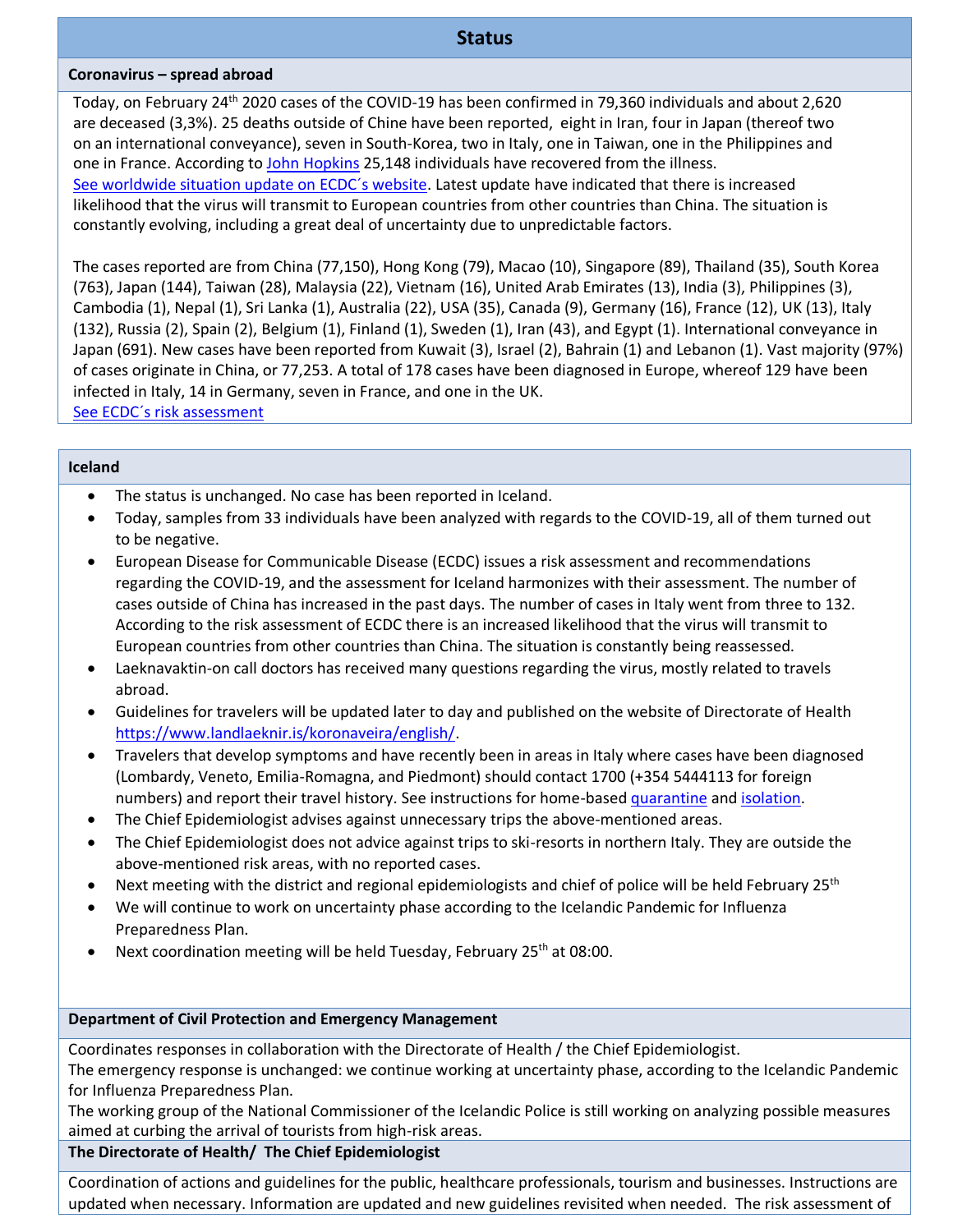## Status

### Coronavirus – spread abroad

Today, on February 24th 2020 cases of the COVID-19 has been confirmed in 79,360 individuals and about 2,620 are deceased (3,3%). 25 deaths outside of Chine have been reported, eight in Iran, four in Japan (thereof two on an international conveyance), seven in South-Korea, two in Italy, one in Taiwan, one in the Philippines and one in France. According to [John Hopkins](#) 25,148 individuals have recovered from the illness.
[See worldwide situation update on ECDC´s website](#). Latest update have indicated that there is increased likelihood that the virus will transmit to European countries from other countries than China. The situation is constantly evolving, including a great deal of uncertainty due to unpredictable factors.

The cases reported are from China (77,150), Hong Kong (79), Macao (10), Singapore (89), Thailand (35), South Korea (763), Japan (144), Taiwan (28), Malaysia (22), Vietnam (16), United Arab Emirates (13), India (3), Philippines (3), Cambodia (1), Nepal (1), Sri Lanka (1), Australia (22), USA (35), Canada (9), Germany (16), France (12), UK (13), Italy (132), Russia (2), Spain (2), Belgium (1), Finland (1), Sweden (1), Iran (43), and Egypt (1). International conveyance in Japan (691). New cases have been reported from Kuwait (3), Israel (2), Bahrain (1) and Lebanon (1). Vast majority (97%) of cases originate in China, or 77,253. A total of 178 cases have been diagnosed in Europe, whereof 129 have been infected in Italy, 14 in Germany, seven in France, and one in the UK.
[See ECDC´s risk assessment](#)

### Iceland

- The status is unchanged. No case has been reported in Iceland.
- Today, samples from 33 individuals have been analyzed with regards to the COVID-19, all of them turned out to be negative.
- European Disease for Communicable Disease (ECDC) issues a risk assessment and recommendations regarding the COVID-19, and the assessment for Iceland harmonizes with their assessment. The number of cases outside of China has increased in the past days. The number of cases in Italy went from three to 132. According to the risk assessment of ECDC there is an increased likelihood that the virus will transmit to European countries from other countries than China. The situation is constantly being reassessed.
- Laeknavaktin-on call doctors has received many questions regarding the virus, mostly related to travels abroad.
- Guidelines for travelers will be updated later to day and published on the website of Directorate of Health https://www.landlaeknir.is/koronaveira/english/.
- Travelers that develop symptoms and have recently been in areas in Italy where cases have been diagnosed (Lombardy, Veneto, Emilia-Romagna, and Piedmont) should contact 1700 (+354 5444113 for foreign numbers) and report their travel history. See instructions for home-based [quarantine](#) and [isolation](#).
- The Chief Epidemiologist advises against unnecessary trips the above-mentioned areas.
- The Chief Epidemiologist does not advice against trips to ski-resorts in northern Italy. They are outside the above-mentioned risk areas, with no reported cases.
- Next meeting with the district and regional epidemiologists and chief of police will be held February 25th
- We will continue to work on uncertainty phase according to the Icelandic Pandemic for Influenza Preparedness Plan.
- Next coordination meeting will be held Tuesday, February 25th at 08:00.

### Department of Civil Protection and Emergency Management

Coordinates responses in collaboration with the Directorate of Health / the Chief Epidemiologist.
The emergency response is unchanged: we continue working at uncertainty phase, according to the Icelandic Pandemic for Influenza Preparedness Plan.
The working group of the National Commissioner of the Icelandic Police is still working on analyzing possible measures aimed at curbing the arrival of tourists from high-risk areas.

### The Directorate of Health/ The Chief Epidemiologist

Coordination of actions and guidelines for the public, healthcare professionals, tourism and businesses. Instructions are updated when necessary. Information are updated and new guidelines revisited when needed. The risk assessment of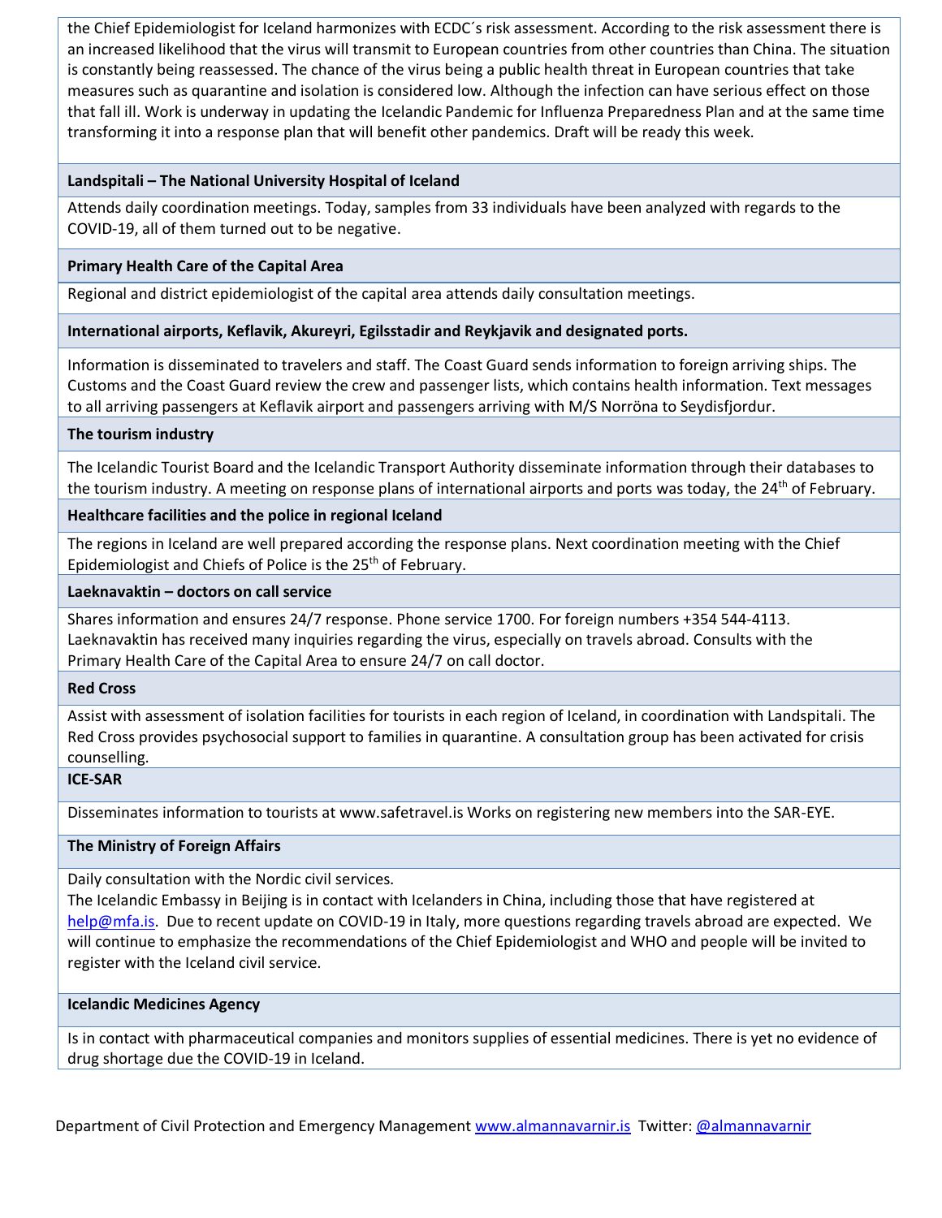the Chief Epidemiologist for Iceland harmonizes with ECDC´s risk assessment. According to the risk assessment there is an increased likelihood that the virus will transmit to European countries from other countries than China. The situation is constantly being reassessed. The chance of the virus being a public health threat in European countries that take measures such as quarantine and isolation is considered low. Although the infection can have serious effect on those that fall ill. Work is underway in updating the Icelandic Pandemic for Influenza Preparedness Plan and at the same time transforming it into a response plan that will benefit other pandemics. Draft will be ready this week.

**Landspitali – The National University Hospital of Iceland**

Attends daily coordination meetings. Today, samples from 33 individuals have been analyzed with regards to the COVID-19, all of them turned out to be negative.

**Primary Health Care of the Capital Area**

Regional and district epidemiologist of the capital area attends daily consultation meetings.

**International airports, Keflavik, Akureyri, Egilsstadir and Reykjavik and designated ports.**

Information is disseminated to travelers and staff. The Coast Guard sends information to foreign arriving ships. The Customs and the Coast Guard review the crew and passenger lists, which contains health information. Text messages to all arriving passengers at Keflavik airport and passengers arriving with M/S Norröna to Seydisfjordur.

**The tourism industry**

The Icelandic Tourist Board and the Icelandic Transport Authority disseminate information through their databases to the tourism industry. A meeting on response plans of international airports and ports was today, the 24th of February.

**Healthcare facilities and the police in regional Iceland**

The regions in Iceland are well prepared according the response plans. Next coordination meeting with the Chief Epidemiologist and Chiefs of Police is the 25th of February.

**Laeknavaktin – doctors on call service**

Shares information and ensures 24/7 response. Phone service 1700. For foreign numbers +354 544-4113. Laeknavaktin has received many inquiries regarding the virus, especially on travels abroad. Consults with the Primary Health Care of the Capital Area to ensure 24/7 on call doctor.

**Red Cross**

Assist with assessment of isolation facilities for tourists in each region of Iceland, in coordination with Landspitali. The Red Cross provides psychosocial support to families in quarantine. A consultation group has been activated for crisis counselling.

**ICE-SAR**

Disseminates information to tourists at www.safetravel.is Works on registering new members into the SAR-EYE.

**The Ministry of Foreign Affairs**

Daily consultation with the Nordic civil services.
The Icelandic Embassy in Beijing is in contact with Icelanders in China, including those that have registered at help@mfa.is. Due to recent update on COVID-19 in Italy, more questions regarding travels abroad are expected. We will continue to emphasize the recommendations of the Chief Epidemiologist and WHO and people will be invited to register with the Iceland civil service.

**Icelandic Medicines Agency**

Is in contact with pharmaceutical companies and monitors supplies of essential medicines. There is yet no evidence of drug shortage due the COVID-19 in Iceland.

Department of Civil Protection and Emergency Management www.almannavarnir.is Twitter: @almannavarnir